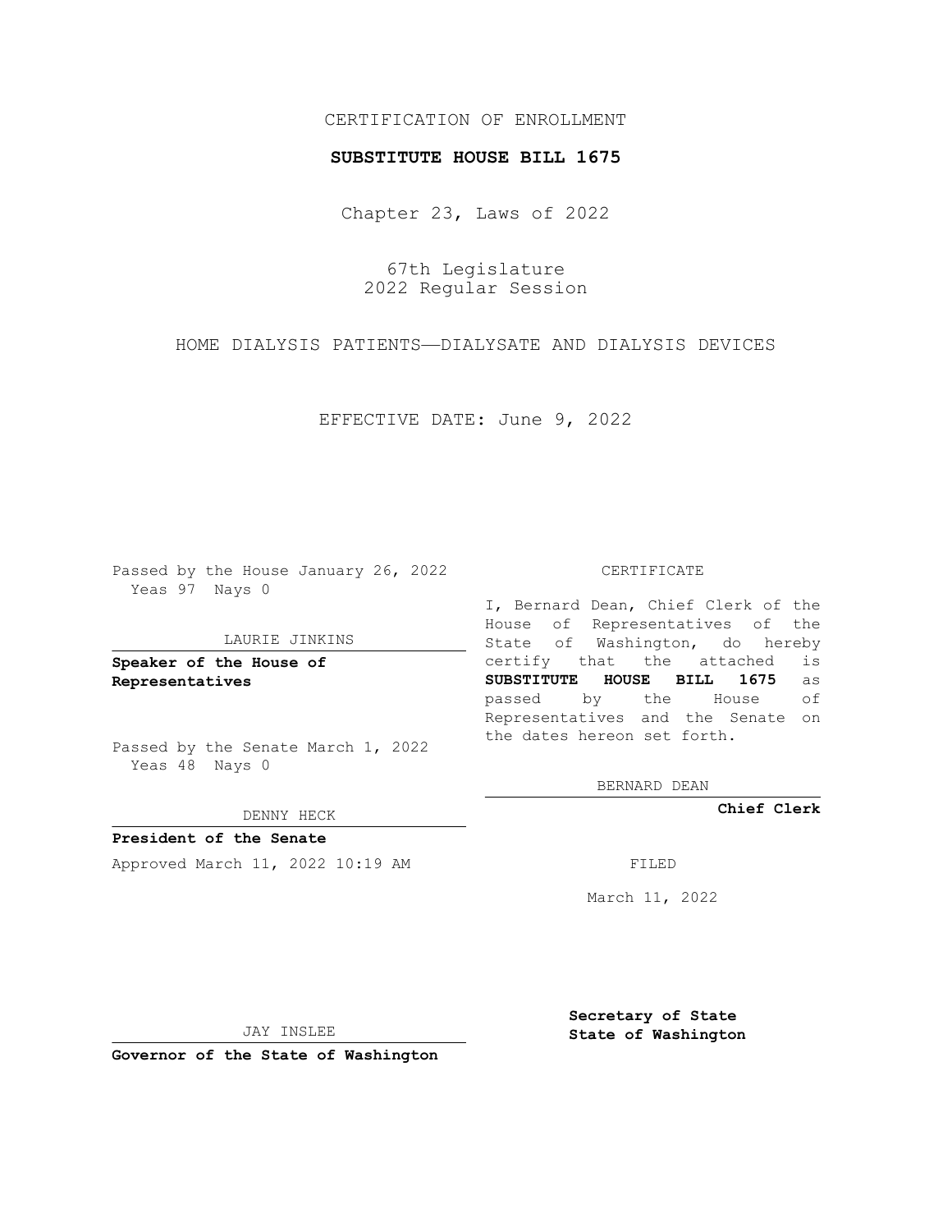CERTIFICATION OF ENROLLMENT

**SUBSTITUTE HOUSE BILL 1675**

Chapter 23, Laws of 2022

67th Legislature
2022 Regular Session

HOME DIALYSIS PATIENTS—DIALYSATE AND DIALYSIS DEVICES

EFFECTIVE DATE: June 9, 2022

Passed by the House January 26, 2022
Yeas 97 Nays 0

LAURIE JINKINS

**Speaker of the House of Representatives**

Passed by the Senate March 1, 2022
Yeas 48 Nays 0

DENNY HECK

**President of the Senate**

Approved March 11, 2022 10:19 AM

JAY INSLEE

**Governor of the State of Washington**

CERTIFICATE

I, Bernard Dean, Chief Clerk of the House of Representatives of the State of Washington, do hereby certify that the attached is **SUBSTITUTE HOUSE BILL 1675** as passed by the House of Representatives and the Senate on the dates hereon set forth.

BERNARD DEAN

**Chief Clerk**

FILED

March 11, 2022

**Secretary of State**
**State of Washington**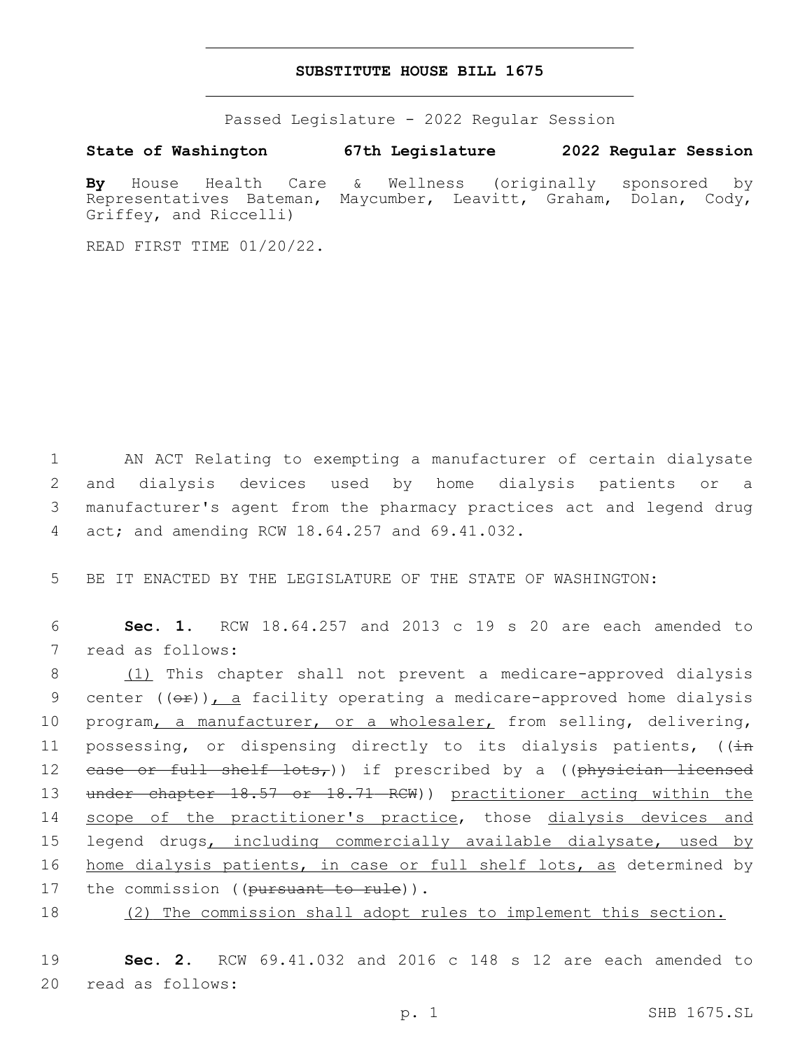# SUBSTITUTE HOUSE BILL 1675

Passed Legislature - 2022 Regular Session

**State of Washington 67th Legislature 2022 Regular Session**

**By** House Health Care & Wellness (originally sponsored by Representatives Bateman, Maycumber, Leavitt, Graham, Dolan, Cody, Griffey, and Riccelli)

READ FIRST TIME 01/20/22.

1 AN ACT Relating to exempting a manufacturer of certain dialysate
2 and dialysis devices used by home dialysis patients or a
3 manufacturer's agent from the pharmacy practices act and legend drug
4 act; and amending RCW 18.64.257 and 69.41.032.

5 BE IT ENACTED BY THE LEGISLATURE OF THE STATE OF WASHINGTON:

6 **Sec. 1.** RCW 18.64.257 and 2013 c 19 s 20 are each amended to
7 read as follows:

8 (1) This chapter shall not prevent a medicare-approved dialysis
9 center ((~~or~~)), a facility operating a medicare-approved home dialysis
10 program, a manufacturer, or a wholesaler, from selling, delivering,
11 possessing, or dispensing directly to its dialysis patients, ((~~in~~
12 ~~case or full shelf lots,~~)) if prescribed by a ((~~physician licensed~~
13 ~~under chapter 18.57 or 18.71 RCW~~)) practitioner acting within the
14 scope of the practitioner's practice, those dialysis devices and
15 legend drugs, including commercially available dialysate, used by
16 home dialysis patients, in case or full shelf lots, as determined by
17 the commission ((~~pursuant to rule~~)).

18 (2) The commission shall adopt rules to implement this section.

19 **Sec. 2.** RCW 69.41.032 and 2016 c 148 s 12 are each amended to
20 read as follows: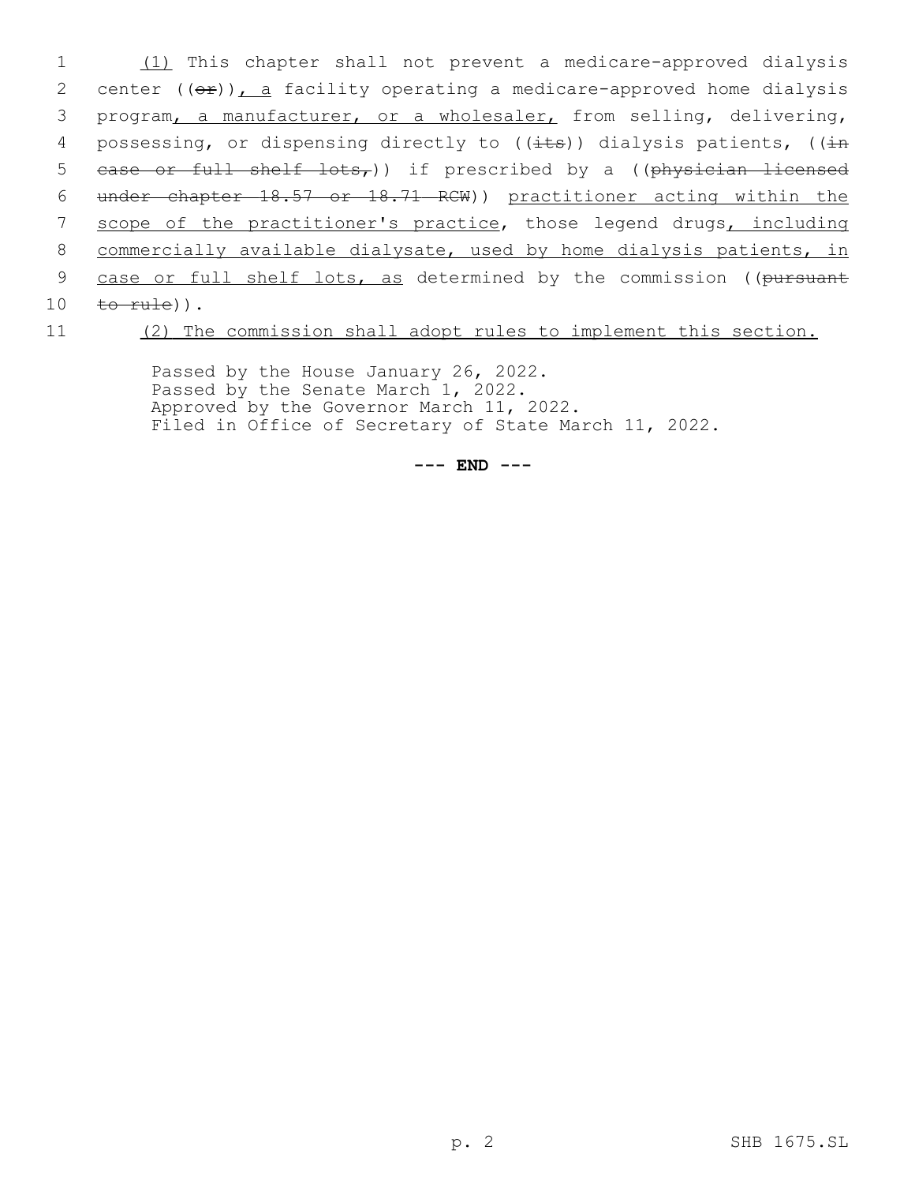(1) This chapter shall not prevent a medicare-approved dialysis center ((~~or~~)), a facility operating a medicare-approved home dialysis program, a manufacturer, or a wholesaler, from selling, delivering, possessing, or dispensing directly to ((~~its~~)) dialysis patients, ((~~in case or full shelf lots,~~)) if prescribed by a ((~~physician licensed under chapter 18.57 or 18.71 RCW~~)) practitioner acting within the scope of the practitioner's practice, those legend drugs, including commercially available dialysate, used by home dialysis patients, in case or full shelf lots, as determined by the commission ((~~pursuant to rule~~)).

(2) The commission shall adopt rules to implement this section.

Passed by the House January 26, 2022.
Passed by the Senate March 1, 2022.
Approved by the Governor March 11, 2022.
Filed in Office of Secretary of State March 11, 2022.

**--- END ---**